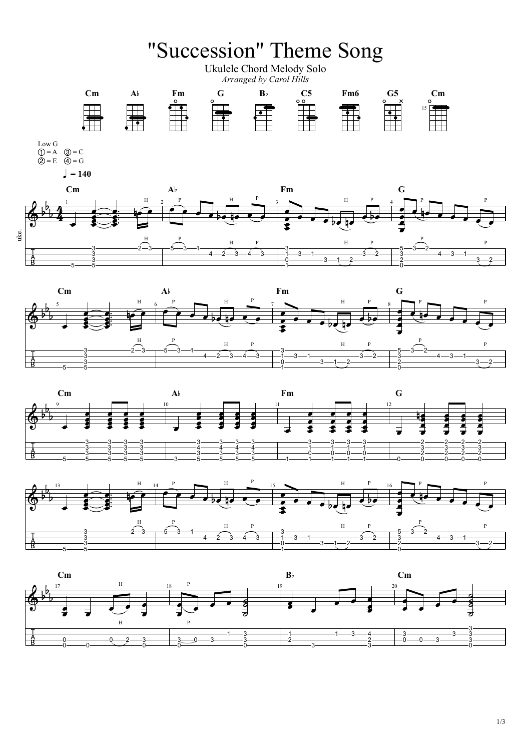# "Succession" Theme Song

Ukulele Chord Melody Solo

*Arranged by Carol Hills*

Cm, A♭, Fm, G, B♭, C5, Fm6, G5, Cm

Low G
① = A ③ = C
② = E ④ = G

♩ = 140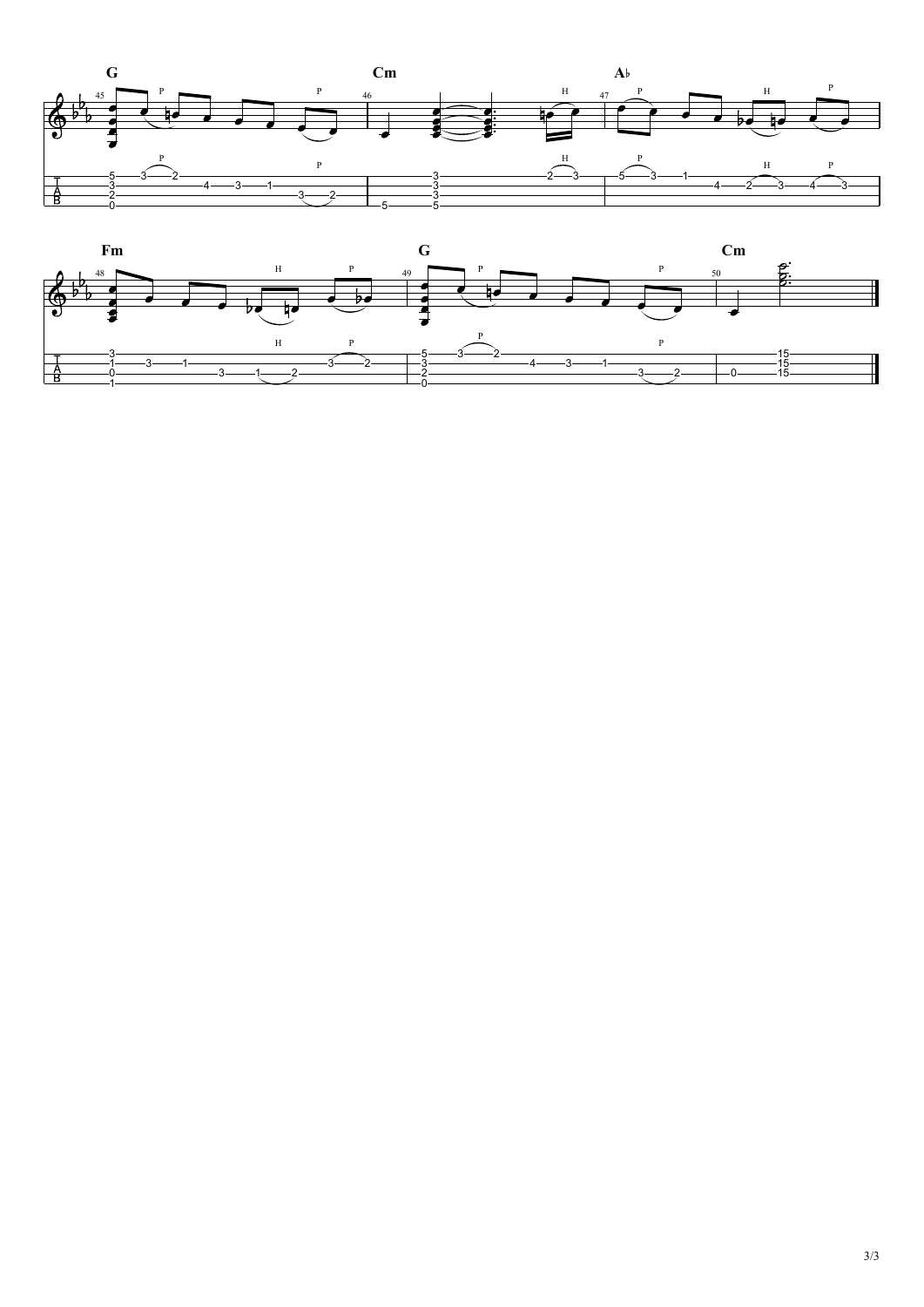G Cm A♭

Fm G Cm